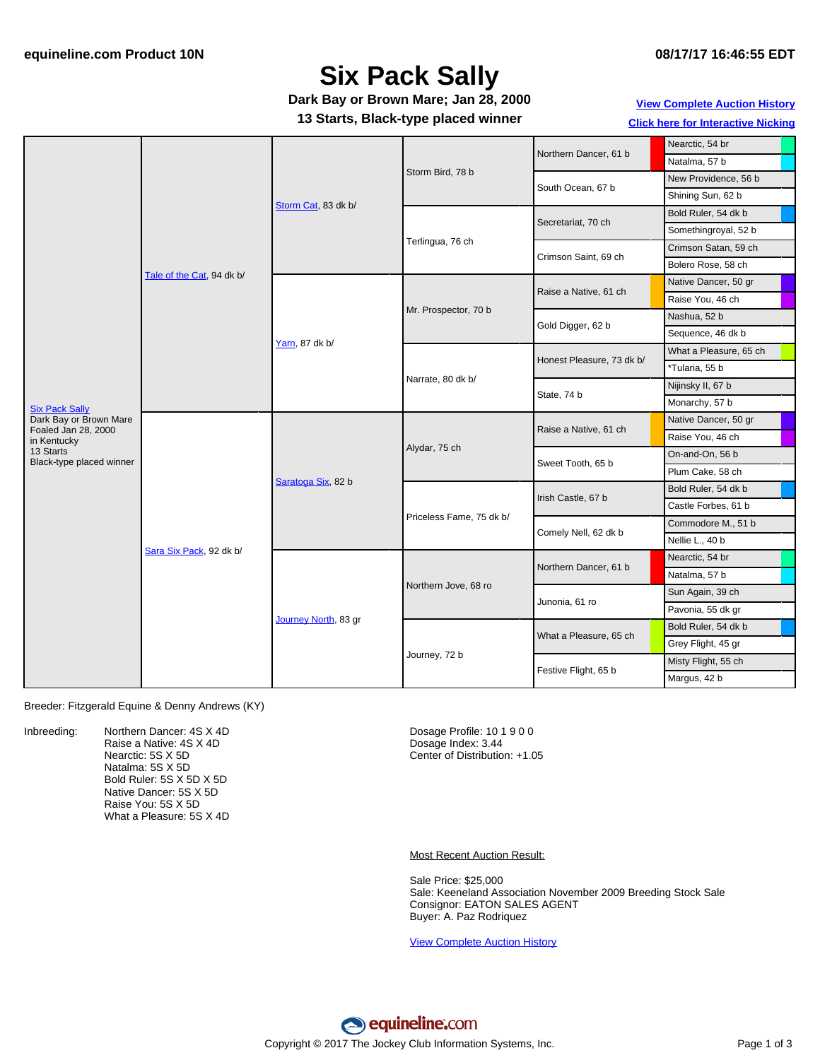equineline.com Product 10N

08/17/17 16:46:55 EDT

# Six Pack Sally

**Dark Bay or Brown Mare; Jan 28, 2000**

**13 Starts, Black-type placed winner**

View Complete Auction History

Click here for Interactive Nicking

| Horse | Sire/Dam | Gen 3 | Gen 4 | Gen 5 | Gen 6 |
|---|---|---|---|---|---|
| Six Pack Sally<br>Dark Bay or Brown Mare<br>Foaled Jan 28, 2000<br>in Kentucky<br>13 Starts<br>Black-type placed winner | Tale of the Cat, 94 dk b/ | Storm Cat, 83 dk b/ | Storm Bird, 78 b | Northern Dancer, 61 b | Nearctic, 54 br |
| | | | | | Natalma, 57 b |
| | | | | South Ocean, 67 b | New Providence, 56 b |
| | | | | | Shining Sun, 62 b |
| | | | Terlingua, 76 ch | Secretariat, 70 ch | Bold Ruler, 54 dk b |
| | | | | | Somethingroyal, 52 b |
| | | | | Crimson Saint, 69 ch | Crimson Satan, 59 ch |
| | | | | | Bolero Rose, 58 ch |
| | | Yarn, 87 dk b/ | Mr. Prospector, 70 b | Raise a Native, 61 ch | Native Dancer, 50 gr |
| | | | | | Raise You, 46 ch |
| | | | | Gold Digger, 62 b | Nashua, 52 b |
| | | | | | Sequence, 46 dk b |
| | | | Narrate, 80 dk b/ | Honest Pleasure, 73 dk b/ | What a Pleasure, 65 ch |
| | | | | | *Tularia, 55 b |
| | | | | State, 74 b | Nijinsky II, 67 b |
| | | | | | Monarchy, 57 b |
| | Sara Six Pack, 92 dk b/ | Saratoga Six, 82 b | Alydar, 75 ch | Raise a Native, 61 ch | Native Dancer, 50 gr |
| | | | | | Raise You, 46 ch |
| | | | | Sweet Tooth, 65 b | On-and-On, 56 b |
| | | | | | Plum Cake, 58 ch |
| | | | Priceless Fame, 75 dk b/ | Irish Castle, 67 b | Bold Ruler, 54 dk b |
| | | | | | Castle Forbes, 61 b |
| | | | | Comely Nell, 62 dk b | Commodore M., 51 b |
| | | | | | Nellie L., 40 b |
| | | Journey North, 83 gr | Northern Jove, 68 ro | Northern Dancer, 61 b | Nearctic, 54 br |
| | | | | | Natalma, 57 b |
| | | | | Junonia, 61 ro | Sun Again, 39 ch |
| | | | | | Pavonia, 55 dk gr |
| | | | Journey, 72 b | What a Pleasure, 65 ch | Bold Ruler, 54 dk b |
| | | | | | Grey Flight, 45 gr |
| | | | | Festive Flight, 65 b | Misty Flight, 55 ch |
| | | | | | Margus, 42 b |

Breeder: Fitzgerald Equine & Denny Andrews (KY)

Inbreeding:
- Northern Dancer: 4S X 4D
- Raise a Native: 4S X 4D
- Nearctic: 5S X 5D
- Natalma: 5S X 5D
- Bold Ruler: 5S X 5D X 5D
- Native Dancer: 5S X 5D
- Raise You: 5S X 5D
- What a Pleasure: 5S X 4D

Dosage Profile: 10 1 9 0 0
Dosage Index: 3.44
Center of Distribution: +1.05

Most Recent Auction Result:

Sale Price: $25,000
Sale: Keeneland Association November 2009 Breeding Stock Sale
Consignor: EATON SALES AGENT
Buyer: A. Paz Rodriquez

View Complete Auction History

Copyright © 2017 The Jockey Club Information Systems, Inc.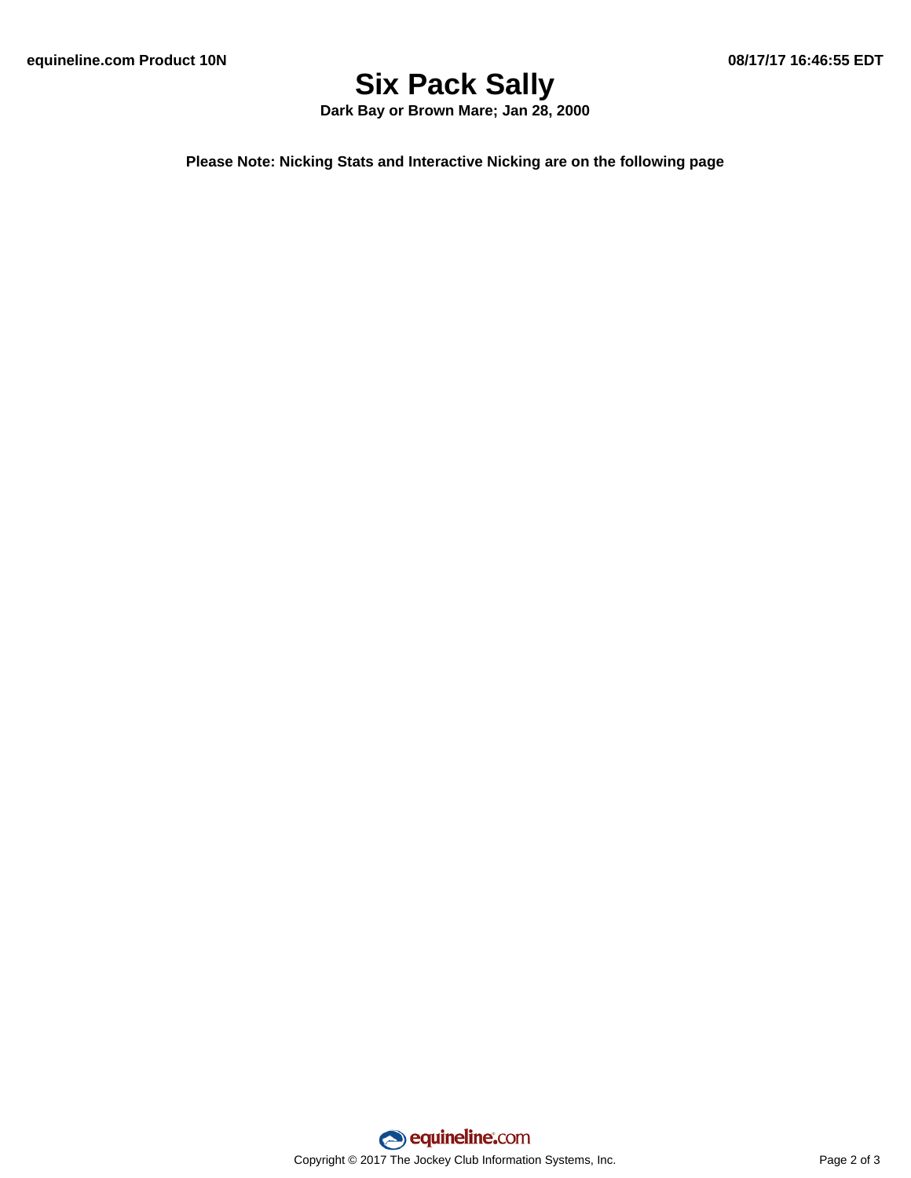# Six Pack Sally

**Dark Bay or Brown Mare; Jan 28, 2000**

**Please Note: Nicking Stats and Interactive Nicking are on the following page**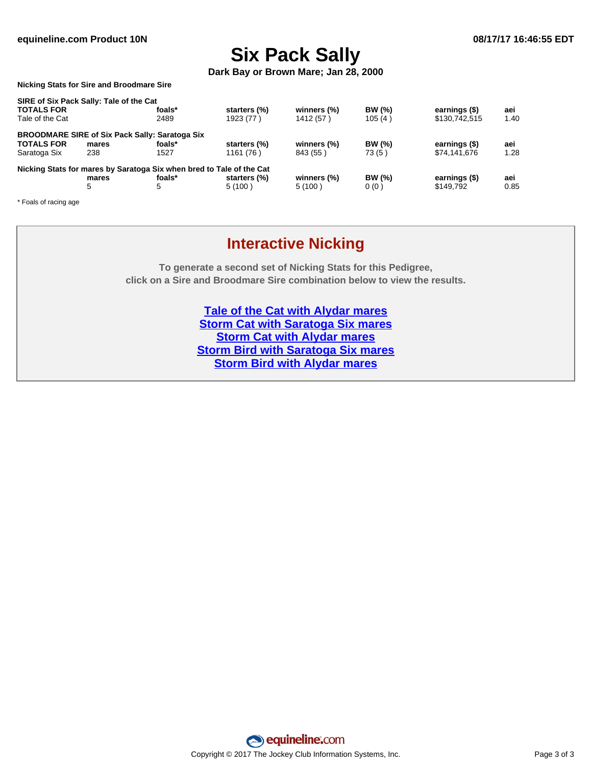# Six Pack Sally

**Dark Bay or Brown Mare; Jan 28, 2000**

**Nicking Stats for Sire and Broodmare Sire**

**SIRE of Six Pack Sally: Tale of the Cat**

| TOTALS FOR | | foals* | starters (%) | winners (%) | BW (%) | earnings ($) | aei |
|---|---|---|---|---|---|---|---|
| Tale of the Cat | | 2489 | 1923 (77 ) | 1412 (57 ) | 105 (4 ) | $130,742,515 | 1.40 |

**BROODMARE SIRE of Six Pack Sally: Saratoga Six**

| TOTALS FOR | mares | foals* | starters (%) | winners (%) | BW (%) | earnings ($) | aei |
|---|---|---|---|---|---|---|---|
| Saratoga Six | 238 | 1527 | 1161 (76 ) | 843 (55 ) | 73 (5 ) | $74,141,676 | 1.28 |

**Nicking Stats for mares by Saratoga Six when bred to Tale of the Cat**

| | mares | foals* | starters (%) | winners (%) | BW (%) | earnings ($) | aei |
|---|---|---|---|---|---|---|---|
| | 5 | 5 | 5 (100 ) | 5 (100 ) | 0 (0 ) | $149,792 | 0.85 |

* Foals of racing age

## Interactive Nicking

**To generate a second set of Nicking Stats for this Pedigree, click on a Sire and Broodmare Sire combination below to view the results.**

**Tale of the Cat with Alydar mares**
**Storm Cat with Saratoga Six mares**
**Storm Cat with Alydar mares**
**Storm Bird with Saratoga Six mares**
**Storm Bird with Alydar mares**

Copyright © 2017 The Jockey Club Information Systems, Inc.